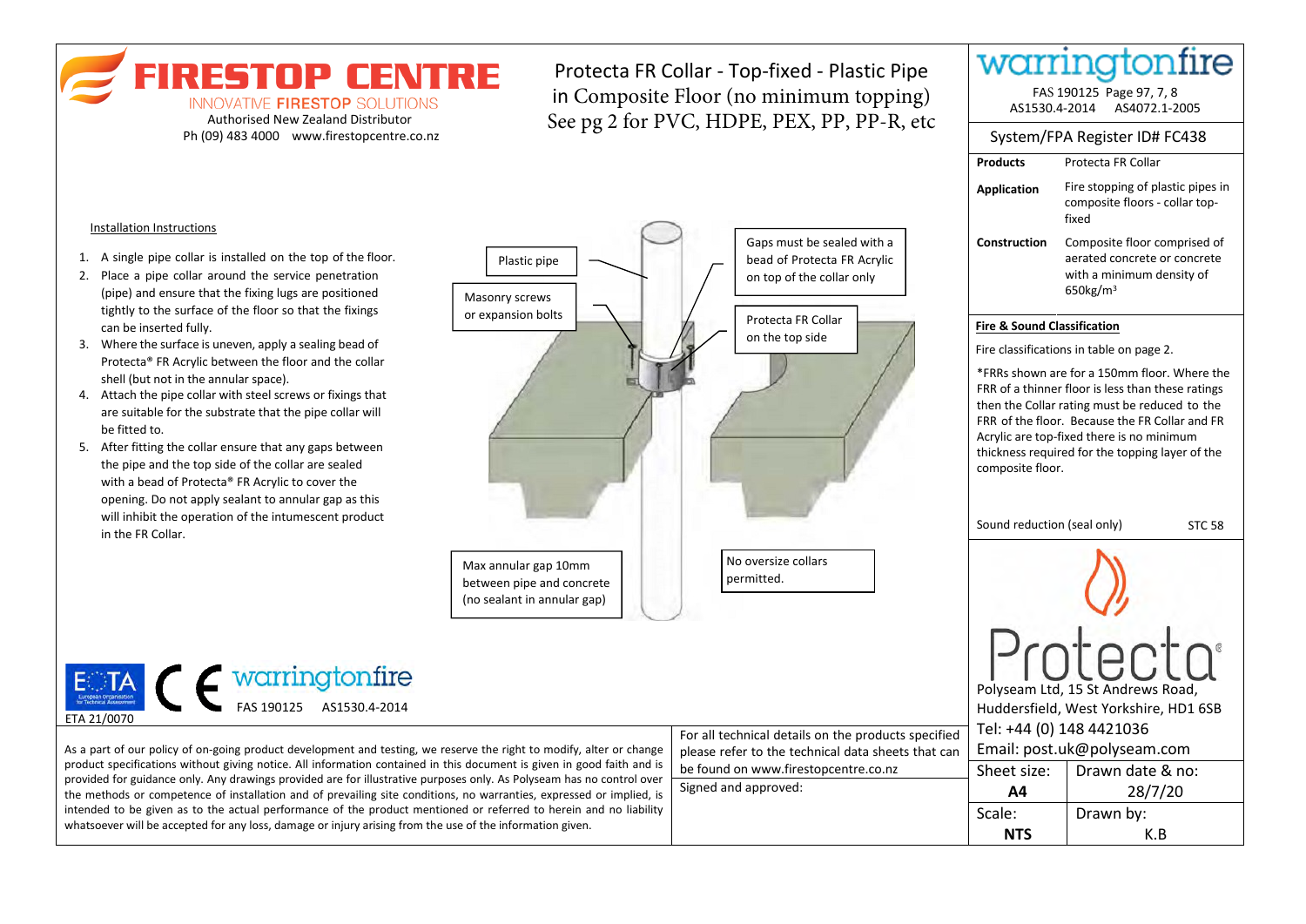# FIRESTOP CENTRE

INNOVATIVE FIRESTOP SOLUTIONS

Authorised New Zealand Distributor

Ph (09) 483 4000 www.firestopcentre.co.nz

## Protecta FR Collar - Top-fixed - Plastic Pipe in Composite Floor (no minimum topping)

See pg 2 for PVC, HDPE, PEX, PP, PP-R, etc

warringtonfire

FAS 190125 Page 97, 7, 8

AS1530.4-2014 AS4072.1-2005

System/FPA Register ID# FC438

| | |
|---|---|
| **Products** | Protecta FR Collar |
| **Application** | Fire stopping of plastic pipes in composite floors - collar top-fixed |
| **Construction** | Composite floor comprised of aerated concrete or concrete with a minimum density of 650kg/m$^3$ |

**Fire & Sound Classification**

Fire classifications in table on page 2.

*FRRs shown are for a 150mm floor. Where the FRR of a thinner floor is less than these ratings then the Collar rating must be reduced to the FRR of the floor. Because the FR Collar and FR Acrylic are top-fixed there is no minimum thickness required for the topping layer of the composite floor.

Sound reduction (seal only) STC 58

### Installation Instructions

1. A single pipe collar is installed on the top of the floor.
2. Place a pipe collar around the service penetration (pipe) and ensure that the fixing lugs are positioned tightly to the surface of the floor so that the fixings can be inserted fully.
3. Where the surface is uneven, apply a sealing bead of Protecta® FR Acrylic between the floor and the collar shell (but not in the annular space).
4. Attach the pipe collar with steel screws or fixings that are suitable for the substrate that the pipe collar will be fitted to.
5. After fitting the collar ensure that any gaps between the pipe and the top side of the collar are sealed with a bead of Protecta® FR Acrylic to cover the opening. Do not apply sealant to annular gap as this will inhibit the operation of the intumescent product in the FR Collar.

Plastic pipe

Masonry screws or expansion bolts

Gaps must be sealed with a bead of Protecta FR Acrylic on top of the collar only

Protecta FR Collar on the top side

Max annular gap 10mm between pipe and concrete (no sealant in annular gap)

No oversize collars permitted.

ETA 21/0070

warringtonfire FAS 190125 AS1530.4-2014

As a part of our policy of on-going product development and testing, we reserve the right to modify, alter or change product specifications without giving notice. All information contained in this document is given in good faith and is provided for guidance only. Any drawings provided are for illustrative purposes only. As Polyseam has no control over the methods or competence of installation and of prevailing site conditions, no warranties, expressed or implied, is intended to be given as to the actual performance of the product mentioned or referred to herein and no liability whatsoever will be accepted for any loss, damage or injury arising from the use of the information given.

For all technical details on the products specified please refer to the technical data sheets that can be found on www.firestopcentre.co.nz

Signed and approved:

Protecta®

Polyseam Ltd, 15 St Andrews Road, Huddersfield, West Yorkshire, HD1 6SB

Tel: +44 (0) 148 4421036

Email: post.uk@polyseam.com

| Sheet size: | Drawn date & no: |
|---|---|
| **A4** | 28/7/20 |
| Scale: | Drawn by: |
| **NTS** | K.B |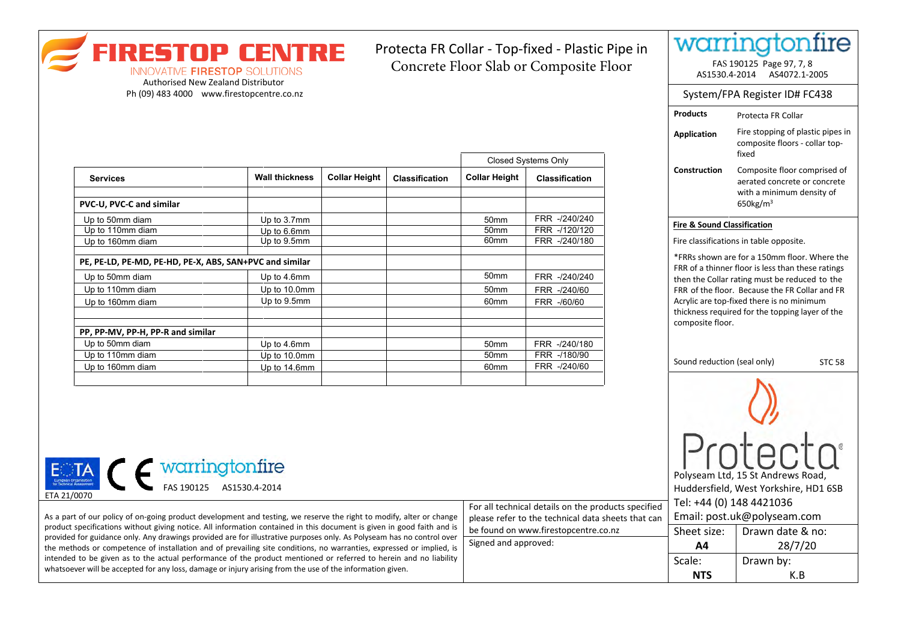# FIRESTOP CENTRE

INNOVATIVE FIRESTOP SOLUTIONS

Authorised New Zealand Distributor

Ph (09) 483 4000 www.firestopcentre.co.nz

# Protecta FR Collar - Top-fixed - Plastic Pipe in Concrete Floor Slab or Composite Floor

| Services | Wall thickness | Collar Height | Classification | Closed Systems Only Collar Height | Closed Systems Only Classification |
|---|---|---|---|---|---|
| **PVC-U, PVC-C and similar** | | | | | |
| Up to 50mm diam | Up to 3.7mm | | | 50mm | FRR -/240/240 |
| Up to 110mm diam | Up to 6.6mm | | | 50mm | FRR -/120/120 |
| Up to 160mm diam | Up to 9.5mm | | | 60mm | FRR -/240/180 |
| **PE, PE-LD, PE-MD, PE-HD, PE-X, ABS, SAN+PVC and similar** | | | | | |
| Up to 50mm diam | Up to 4.6mm | | | 50mm | FRR -/240/240 |
| Up to 110mm diam | Up to 10.0mm | | | 50mm | FRR -/240/60 |
| Up to 160mm diam | Up to 9.5mm | | | 60mm | FRR -/60/60 |
| **PP, PP-MV, PP-H, PP-R and similar** | | | | | |
| Up to 50mm diam | Up to 4.6mm | | | 50mm | FRR -/240/180 |
| Up to 110mm diam | Up to 10.0mm | | | 50mm | FRR -/180/90 |
| Up to 160mm diam | Up to 14.6mm | | | 60mm | FRR -/240/60 |

warringtonfire

FAS 190125 Page 97, 7, 8

AS1530.4-2014 AS4072.1-2005

System/FPA Register ID# FC438

| | |
|---|---|
| **Products** | Protecta FR Collar |
| **Application** | Fire stopping of plastic pipes in composite floors - collar top-fixed |
| **Construction** | Composite floor comprised of aerated concrete or concrete with a minimum density of 650kg/m$^3$ |

**Fire & Sound Classification**

Fire classifications in table opposite.

*FRRs shown are for a 150mm floor. Where the FRR of a thinner floor is less than these ratings then the Collar rating must be reduced to the FRR of the floor. Because the FR Collar and FR Acrylic are top-fixed there is no minimum thickness required for the topping layer of the composite floor.

Sound reduction (seal only) STC 58

ETA 21/0070

CE warringtonfire FAS 190125 AS1530.4-2014

As a part of our policy of on-going product development and testing, we reserve the right to modify, alter or change product specifications without giving notice. All information contained in this document is given in good faith and is provided for guidance only. Any drawings provided are for illustrative purposes only. As Polyseam has no control over the methods or competence of installation and of prevailing site conditions, no warranties, expressed or implied, is intended to be given as to the actual performance of the product mentioned or referred to herein and no liability whatsoever will be accepted for any loss, damage or injury arising from the use of the information given.

For all technical details on the products specified please refer to the technical data sheets that can be found on www.firestopcentre.co.nz

Signed and approved:

Protecta

Polyseam Ltd, 15 St Andrews Road, Huddersfield, West Yorkshire, HD1 6SB

Tel: +44 (0) 148 4421036

Email: post.uk@polyseam.com

| Sheet size: | Drawn date & no: |
|---|---|
| **A4** | 28/7/20 |
| Scale: | Drawn by: |
| **NTS** | K.B |